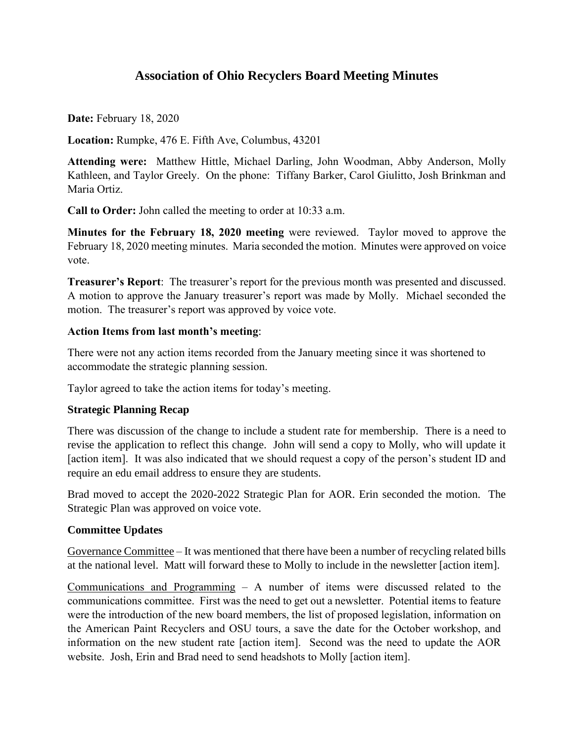# Association of Ohio Recyclers Board Meeting Minutes

**Date:** February 18, 2020

**Location:** Rumpke, 476 E. Fifth Ave, Columbus, 43201

**Attending were:** Matthew Hittle, Michael Darling, John Woodman, Abby Anderson, Molly Kathleen, and Taylor Greely. On the phone: Tiffany Barker, Carol Giulitto, Josh Brinkman and Maria Ortiz.

**Call to Order:** John called the meeting to order at 10:33 a.m.

**Minutes for the February 18, 2020 meeting** were reviewed. Taylor moved to approve the February 18, 2020 meeting minutes. Maria seconded the motion. Minutes were approved on voice vote.

**Treasurer's Report**: The treasurer's report for the previous month was presented and discussed. A motion to approve the January treasurer's report was made by Molly. Michael seconded the motion. The treasurer's report was approved by voice vote.

### Action Items from last month's meeting:

There were not any action items recorded from the January meeting since it was shortened to accommodate the strategic planning session.

Taylor agreed to take the action items for today's meeting.

### Strategic Planning Recap

There was discussion of the change to include a student rate for membership. There is a need to revise the application to reflect this change. John will send a copy to Molly, who will update it [action item]. It was also indicated that we should request a copy of the person's student ID and require an edu email address to ensure they are students.

Brad moved to accept the 2020-2022 Strategic Plan for AOR. Erin seconded the motion. The Strategic Plan was approved on voice vote.

### Committee Updates

Governance Committee – It was mentioned that there have been a number of recycling related bills at the national level. Matt will forward these to Molly to include in the newsletter [action item].

Communications and Programming – A number of items were discussed related to the communications committee. First was the need to get out a newsletter. Potential items to feature were the introduction of the new board members, the list of proposed legislation, information on the American Paint Recyclers and OSU tours, a save the date for the October workshop, and information on the new student rate [action item]. Second was the need to update the AOR website. Josh, Erin and Brad need to send headshots to Molly [action item].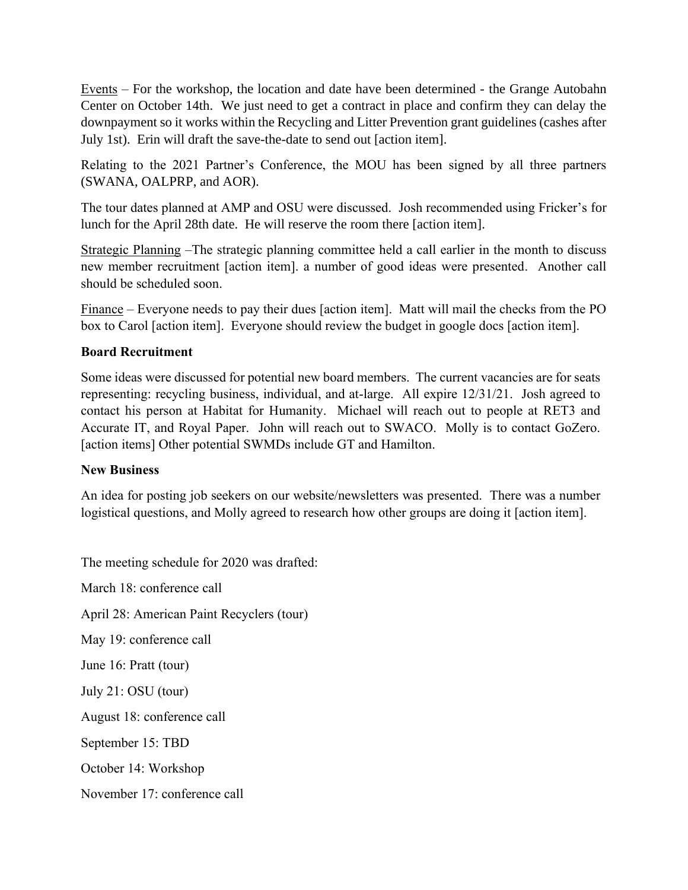Events – For the workshop, the location and date have been determined - the Grange Autobahn Center on October 14th. We just need to get a contract in place and confirm they can delay the downpayment so it works within the Recycling and Litter Prevention grant guidelines (cashes after July 1st). Erin will draft the save-the-date to send out [action item].

Relating to the 2021 Partner's Conference, the MOU has been signed by all three partners (SWANA, OALPRP, and AOR).

The tour dates planned at AMP and OSU were discussed. Josh recommended using Fricker's for lunch for the April 28th date. He will reserve the room there [action item].

Strategic Planning –The strategic planning committee held a call earlier in the month to discuss new member recruitment [action item]. a number of good ideas were presented. Another call should be scheduled soon.

Finance – Everyone needs to pay their dues [action item]. Matt will mail the checks from the PO box to Carol [action item]. Everyone should review the budget in google docs [action item].

**Board Recruitment**

Some ideas were discussed for potential new board members. The current vacancies are for seats representing: recycling business, individual, and at-large. All expire 12/31/21. Josh agreed to contact his person at Habitat for Humanity. Michael will reach out to people at RET3 and Accurate IT, and Royal Paper. John will reach out to SWACO. Molly is to contact GoZero. [action items] Other potential SWMDs include GT and Hamilton.

**New Business**

An idea for posting job seekers on our website/newsletters was presented. There was a number logistical questions, and Molly agreed to research how other groups are doing it [action item].

The meeting schedule for 2020 was drafted:

March 18: conference call

April 28: American Paint Recyclers (tour)

May 19: conference call

June 16: Pratt (tour)

July 21: OSU (tour)

August 18: conference call

September 15: TBD

October 14: Workshop

November 17: conference call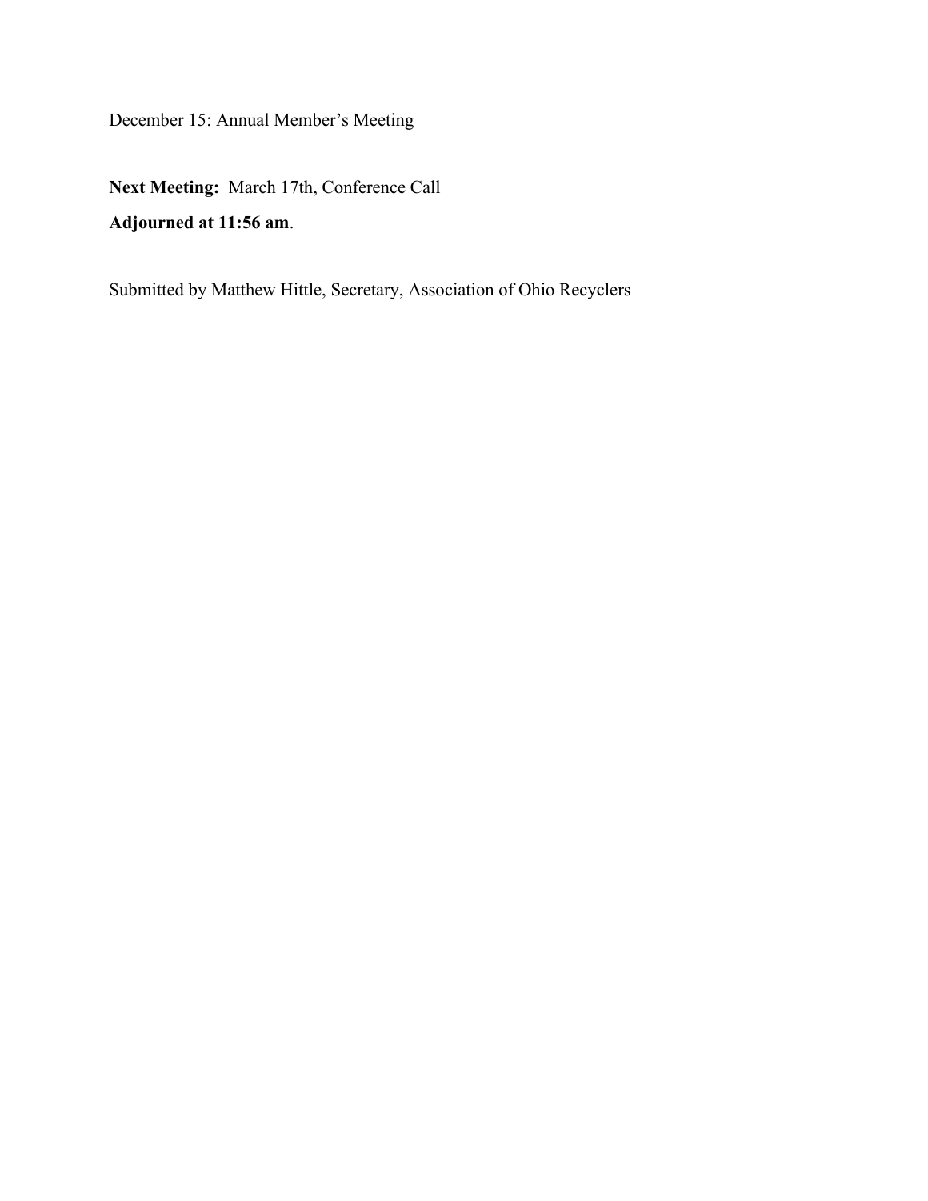December 15: Annual Member's Meeting

**Next Meeting:** March 17th, Conference Call

**Adjourned at 11:56 am**.

Submitted by Matthew Hittle, Secretary, Association of Ohio Recyclers